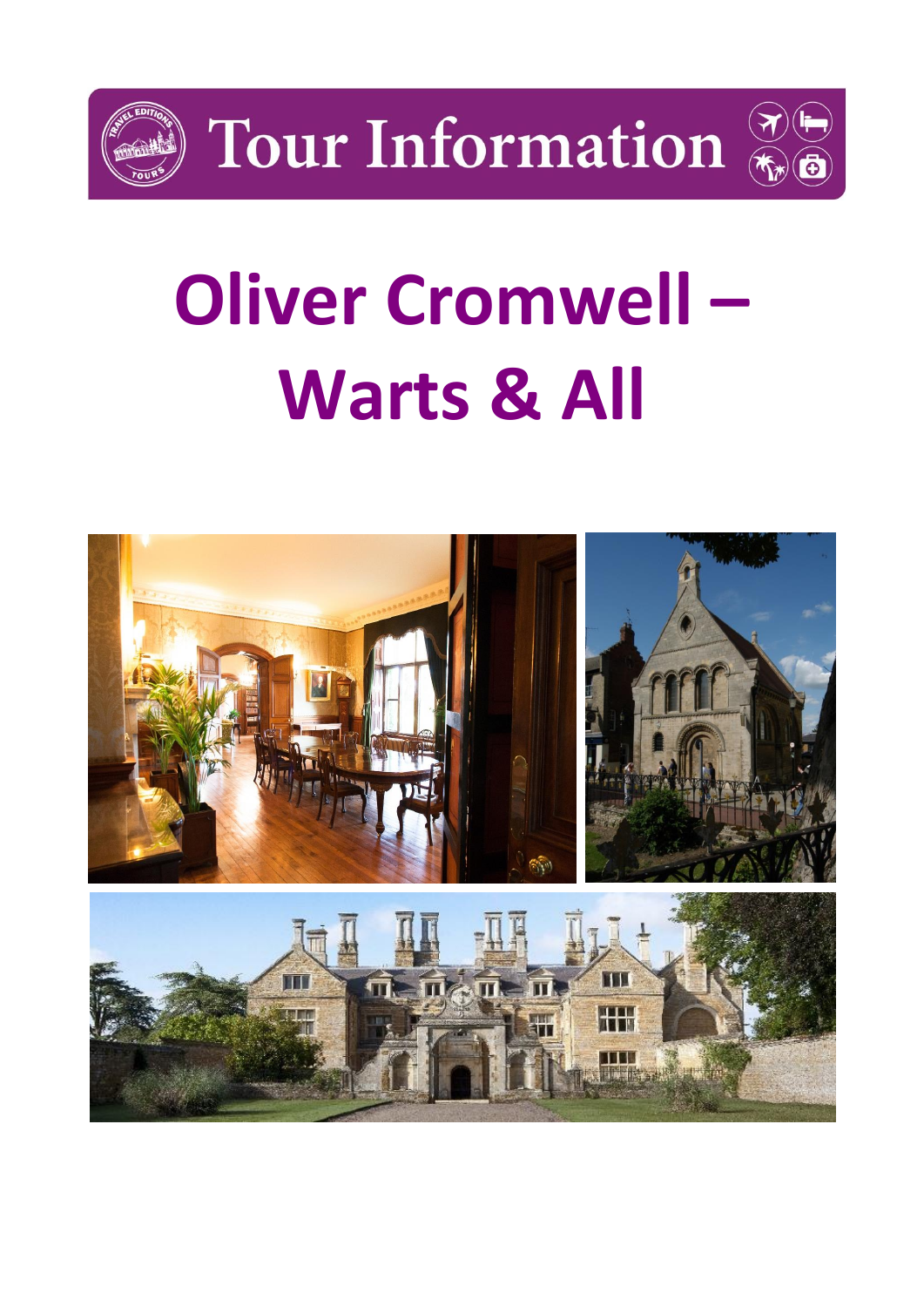Tour Information

# Oliver Cromwell – Warts & All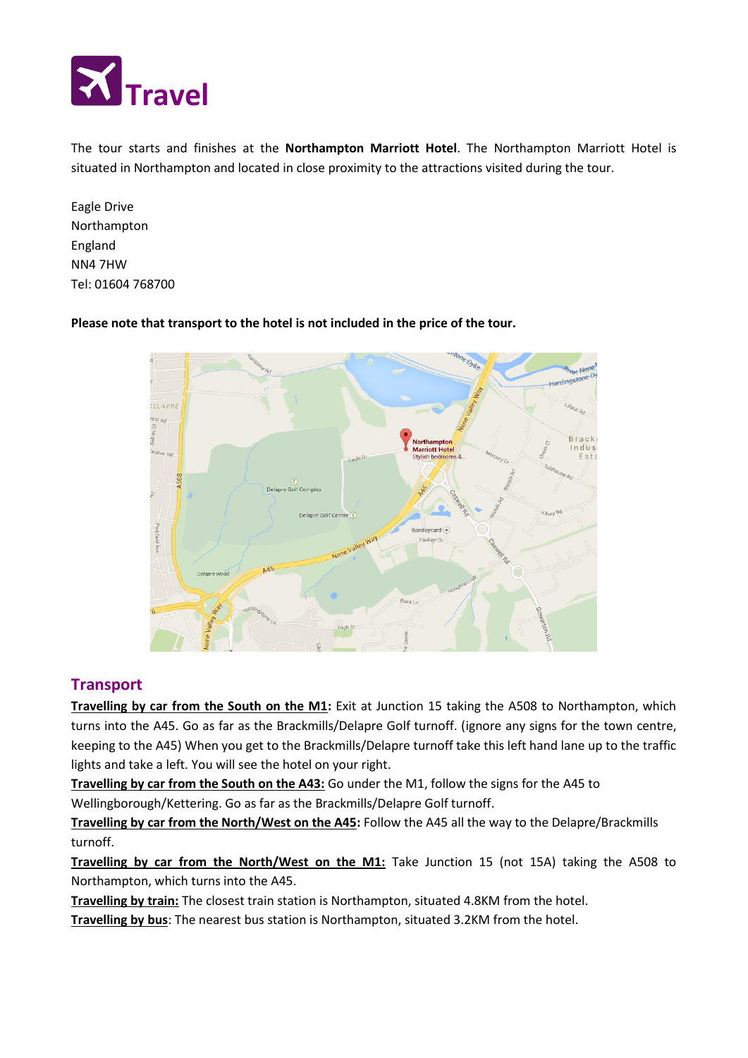# Travel

The tour starts and finishes at the **Northampton Marriott Hotel**. The Northampton Marriott Hotel is situated in Northampton and located in close proximity to the attractions visited during the tour.

Eagle Drive
Northampton
England
NN4 7HW
Tel: 01604 768700

**Please note that transport to the hotel is not included in the price of the tour.**

## Transport

**Travelling by car from the South on the M1:** Exit at Junction 15 taking the A508 to Northampton, which turns into the A45. Go as far as the Brackmills/Delapre Golf turnoff. (ignore any signs for the town centre, keeping to the A45) When you get to the Brackmills/Delapre turnoff take this left hand lane up to the traffic lights and take a left. You will see the hotel on your right.

**Travelling by car from the South on the A43:** Go under the M1, follow the signs for the A45 to Wellingborough/Kettering. Go as far as the Brackmills/Delapre Golf turnoff.

**Travelling by car from the North/West on the A45:** Follow the A45 all the way to the Delapre/Brackmills turnoff.

**Travelling by car from the North/West on the M1:** Take Junction 15 (not 15A) taking the A508 to Northampton, which turns into the A45.

**Travelling by train:** The closest train station is Northampton, situated 4.8KM from the hotel.

**Travelling by bus**: The nearest bus station is Northampton, situated 3.2KM from the hotel.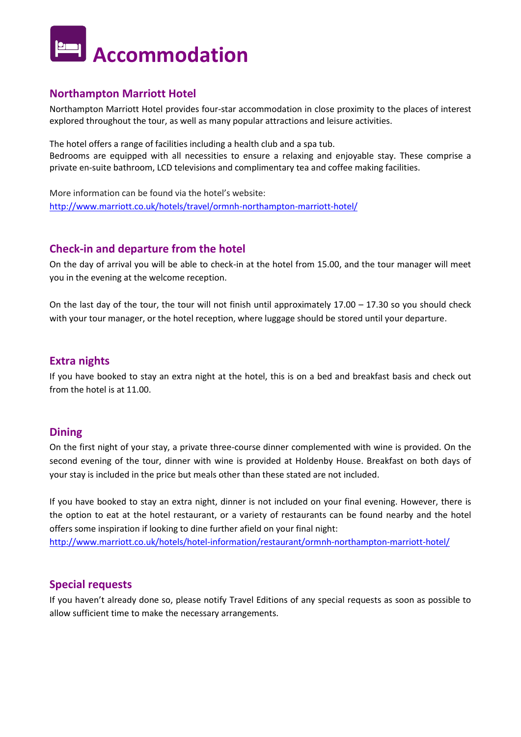# Accommodation

## Northampton Marriott Hotel

Northampton Marriott Hotel provides four-star accommodation in close proximity to the places of interest explored throughout the tour, as well as many popular attractions and leisure activities.

The hotel offers a range of facilities including a health club and a spa tub.
Bedrooms are equipped with all necessities to ensure a relaxing and enjoyable stay. These comprise a private en-suite bathroom, LCD televisions and complimentary tea and coffee making facilities.

More information can be found via the hotel's website:
http://www.marriott.co.uk/hotels/travel/ormnh-northampton-marriott-hotel/

## Check-in and departure from the hotel

On the day of arrival you will be able to check-in at the hotel from 15.00, and the tour manager will meet you in the evening at the welcome reception.

On the last day of the tour, the tour will not finish until approximately 17.00 – 17.30 so you should check with your tour manager, or the hotel reception, where luggage should be stored until your departure.

## Extra nights

If you have booked to stay an extra night at the hotel, this is on a bed and breakfast basis and check out from the hotel is at 11.00.

## Dining

On the first night of your stay, a private three-course dinner complemented with wine is provided. On the second evening of the tour, dinner with wine is provided at Holdenby House. Breakfast on both days of your stay is included in the price but meals other than these stated are not included.

If you have booked to stay an extra night, dinner is not included on your final evening. However, there is the option to eat at the hotel restaurant, or a variety of restaurants can be found nearby and the hotel offers some inspiration if looking to dine further afield on your final night:
http://www.marriott.co.uk/hotels/hotel-information/restaurant/ormnh-northampton-marriott-hotel/

## Special requests

If you haven't already done so, please notify Travel Editions of any special requests as soon as possible to allow sufficient time to make the necessary arrangements.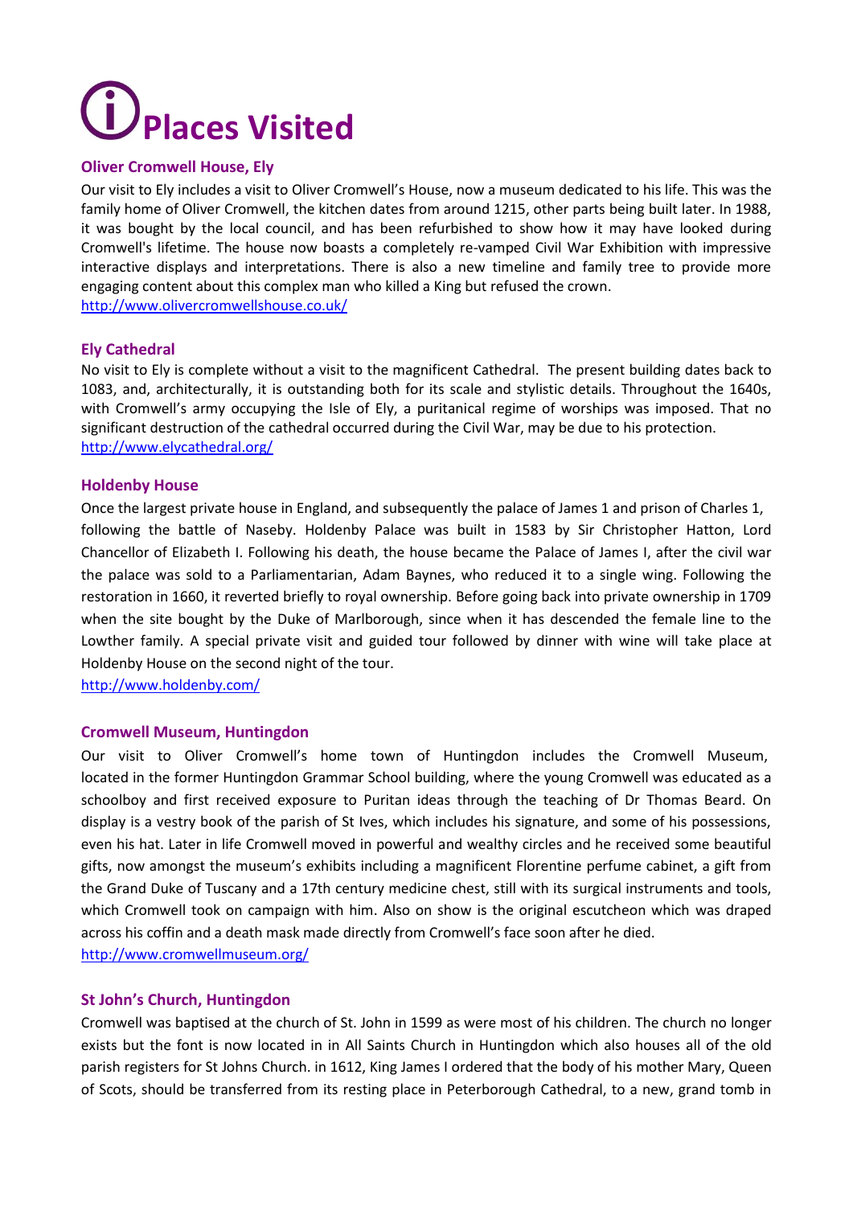# Places Visited

### Oliver Cromwell House, Ely

Our visit to Ely includes a visit to Oliver Cromwell's House, now a museum dedicated to his life. This was the family home of Oliver Cromwell, the kitchen dates from around 1215, other parts being built later. In 1988, it was bought by the local council, and has been refurbished to show how it may have looked during Cromwell's lifetime. The house now boasts a completely re-vamped Civil War Exhibition with impressive interactive displays and interpretations. There is also a new timeline and family tree to provide more engaging content about this complex man who killed a King but refused the crown.
http://www.olivercromwellshouse.co.uk/

### Ely Cathedral

No visit to Ely is complete without a visit to the magnificent Cathedral. The present building dates back to 1083, and, architecturally, it is outstanding both for its scale and stylistic details. Throughout the 1640s, with Cromwell's army occupying the Isle of Ely, a puritanical regime of worships was imposed. That no significant destruction of the cathedral occurred during the Civil War, may be due to his protection.
http://www.elycathedral.org/

### Holdenby House

Once the largest private house in England, and subsequently the palace of James 1 and prison of Charles 1, following the battle of Naseby. Holdenby Palace was built in 1583 by Sir Christopher Hatton, Lord Chancellor of Elizabeth I. Following his death, the house became the Palace of James I, after the civil war the palace was sold to a Parliamentarian, Adam Baynes, who reduced it to a single wing. Following the restoration in 1660, it reverted briefly to royal ownership. Before going back into private ownership in 1709 when the site bought by the Duke of Marlborough, since when it has descended the female line to the Lowther family. A special private visit and guided tour followed by dinner with wine will take place at Holdenby House on the second night of the tour.
http://www.holdenby.com/

### Cromwell Museum, Huntingdon

Our visit to Oliver Cromwell's home town of Huntingdon includes the Cromwell Museum, located in the former Huntingdon Grammar School building, where the young Cromwell was educated as a schoolboy and first received exposure to Puritan ideas through the teaching of Dr Thomas Beard. On display is a vestry book of the parish of St Ives, which includes his signature, and some of his possessions, even his hat. Later in life Cromwell moved in powerful and wealthy circles and he received some beautiful gifts, now amongst the museum's exhibits including a magnificent Florentine perfume cabinet, a gift from the Grand Duke of Tuscany and a 17th century medicine chest, still with its surgical instruments and tools, which Cromwell took on campaign with him. Also on show is the original escutcheon which was draped across his coffin and a death mask made directly from Cromwell's face soon after he died.
http://www.cromwellmuseum.org/

### St John's Church, Huntingdon

Cromwell was baptised at the church of St. John in 1599 as were most of his children. The church no longer exists but the font is now located in in All Saints Church in Huntingdon which also houses all of the old parish registers for St Johns Church. in 1612, King James I ordered that the body of his mother Mary, Queen of Scots, should be transferred from its resting place in Peterborough Cathedral, to a new, grand tomb in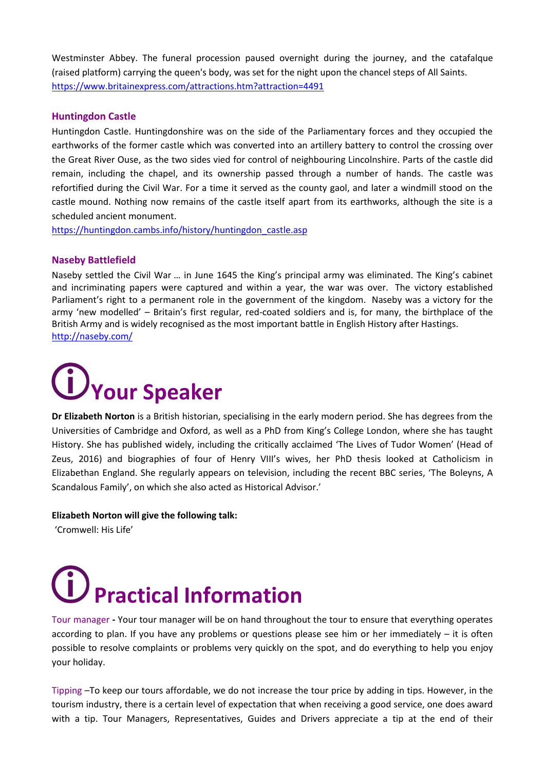Westminster Abbey. The funeral procession paused overnight during the journey, and the catafalque (raised platform) carrying the queen's body, was set for the night upon the chancel steps of All Saints.
https://www.britainexpress.com/attractions.htm?attraction=4491

### Huntingdon Castle

Huntingdon Castle. Huntingdonshire was on the side of the Parliamentary forces and they occupied the earthworks of the former castle which was converted into an artillery battery to control the crossing over the Great River Ouse, as the two sides vied for control of neighbouring Lincolnshire. Parts of the castle did remain, including the chapel, and its ownership passed through a number of hands. The castle was refortified during the Civil War. For a time it served as the county gaol, and later a windmill stood on the castle mound. Nothing now remains of the castle itself apart from its earthworks, although the site is a scheduled ancient monument.
https://huntingdon.cambs.info/history/huntingdon_castle.asp

### Naseby Battlefield

Naseby settled the Civil War … in June 1645 the King's principal army was eliminated. The King's cabinet and incriminating papers were captured and within a year, the war was over. The victory established Parliament's right to a permanent role in the government of the kingdom. Naseby was a victory for the army 'new modelled' – Britain's first regular, red-coated soldiers and is, for many, the birthplace of the British Army and is widely recognised as the most important battle in English History after Hastings.
http://naseby.com/

## Your Speaker

**Dr Elizabeth Norton** is a British historian, specialising in the early modern period. She has degrees from the Universities of Cambridge and Oxford, as well as a PhD from King's College London, where she has taught History. She has published widely, including the critically acclaimed 'The Lives of Tudor Women' (Head of Zeus, 2016) and biographies of four of Henry VIII's wives, her PhD thesis looked at Catholicism in Elizabethan England. She regularly appears on television, including the recent BBC series, 'The Boleyns, A Scandalous Family', on which she also acted as Historical Advisor.'

**Elizabeth Norton will give the following talk:**
'Cromwell: His Life'

## Practical Information

Tour manager **-** Your tour manager will be on hand throughout the tour to ensure that everything operates according to plan. If you have any problems or questions please see him or her immediately – it is often possible to resolve complaints or problems very quickly on the spot, and do everything to help you enjoy your holiday.

Tipping –To keep our tours affordable, we do not increase the tour price by adding in tips. However, in the tourism industry, there is a certain level of expectation that when receiving a good service, one does award with a tip. Tour Managers, Representatives, Guides and Drivers appreciate a tip at the end of their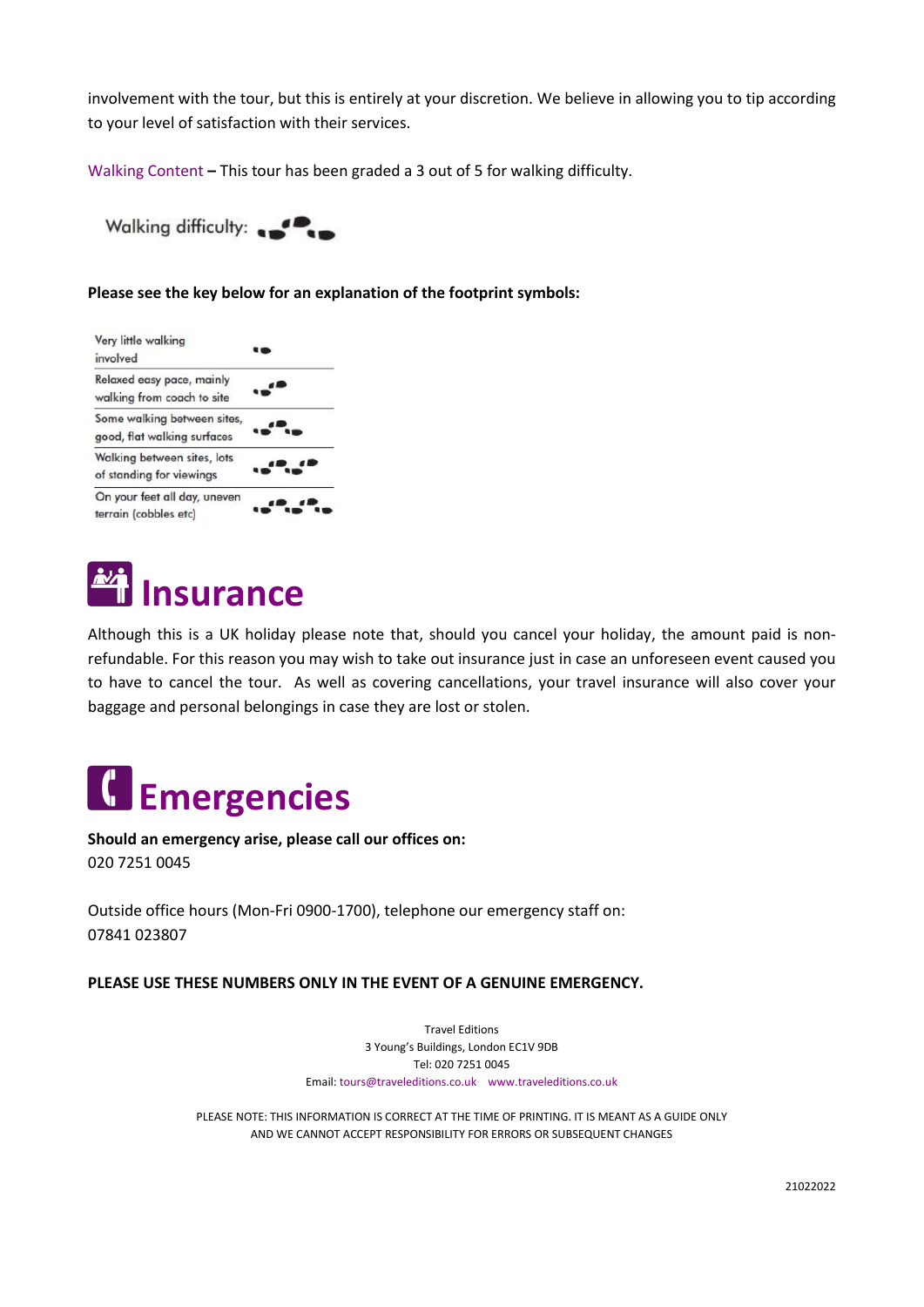involvement with the tour, but this is entirely at your discretion. We believe in allowing you to tip according to your level of satisfaction with their services.

Walking Content – This tour has been graded a 3 out of 5 for walking difficulty.

Walking difficulty:

**Please see the key below for an explanation of the footprint symbols:**

| | |
|---|---|
| Very little walking involved | |
| Relaxed easy pace, mainly walking from coach to site | |
| Some walking between sites, good, flat walking surfaces | |
| Walking between sites, lots of standing for viewings | |
| On your feet all day, uneven terrain (cobbles etc) | |

# Insurance

Although this is a UK holiday please note that, should you cancel your holiday, the amount paid is non-refundable. For this reason you may wish to take out insurance just in case an unforeseen event caused you to have to cancel the tour. As well as covering cancellations, your travel insurance will also cover your baggage and personal belongings in case they are lost or stolen.

# Emergencies

**Should an emergency arise, please call our offices on:**
020 7251 0045

Outside office hours (Mon-Fri 0900-1700), telephone our emergency staff on:
07841 023807

**PLEASE USE THESE NUMBERS ONLY IN THE EVENT OF A GENUINE EMERGENCY.**

Travel Editions
3 Young's Buildings, London EC1V 9DB
Tel: 020 7251 0045
Email: tours@traveleditions.co.uk www.traveleditions.co.uk

PLEASE NOTE: THIS INFORMATION IS CORRECT AT THE TIME OF PRINTING. IT IS MEANT AS A GUIDE ONLY AND WE CANNOT ACCEPT RESPONSIBILITY FOR ERRORS OR SUBSEQUENT CHANGES

21022022